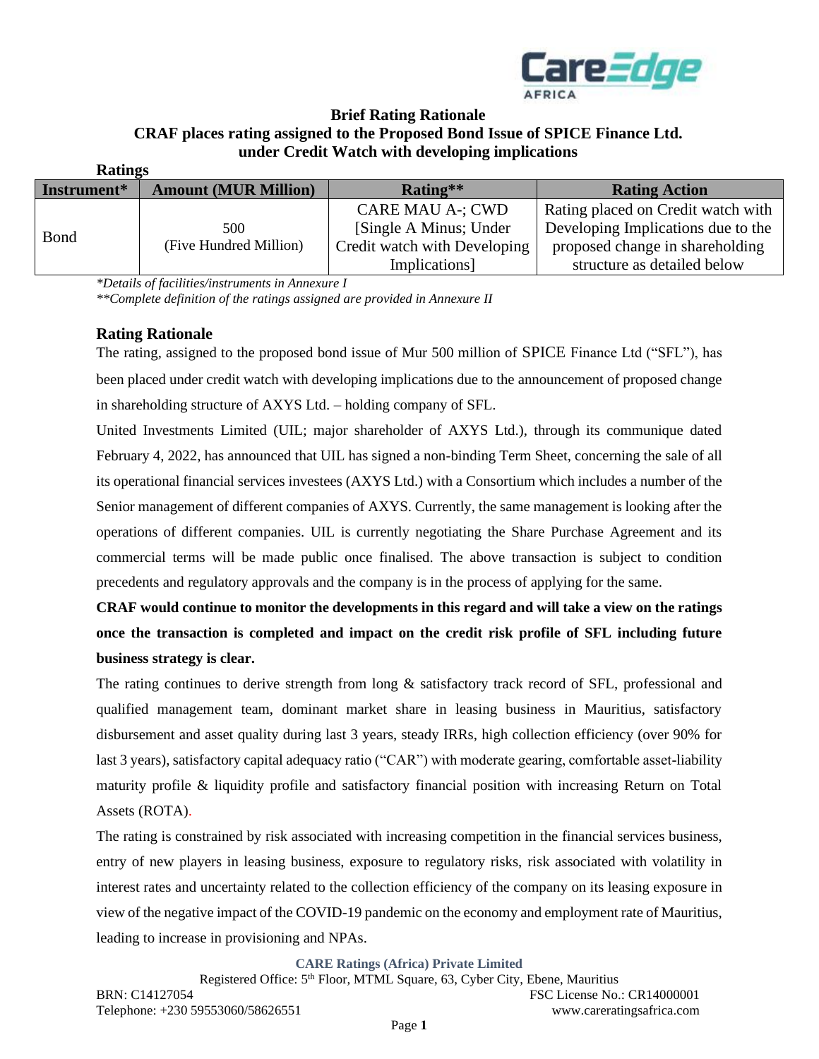**Brief Rating Rationale**

**CRAF places rating assigned to the Proposed Bond Issue of SPICE Finance Ltd. under Credit Watch with developing implications**

**Ratings**

| Instrument* | Amount (MUR Million) | Rating** | Rating Action |
|---|---|---|---|
| Bond | 500 (Five Hundred Million) | CARE MAU A-; CWD [Single A Minus; Under Credit watch with Developing Implications] | Rating placed on Credit watch with Developing Implications due to the proposed change in shareholding structure as detailed below |

*\*Details of facilities/instruments in Annexure I*

*\*\*Complete definition of the ratings assigned are provided in Annexure II*

### Rating Rationale

The rating, assigned to the proposed bond issue of Mur 500 million of SPICE Finance Ltd ("SFL"), has been placed under credit watch with developing implications due to the announcement of proposed change in shareholding structure of AXYS Ltd. – holding company of SFL.

United Investments Limited (UIL; major shareholder of AXYS Ltd.), through its communique dated February 4, 2022, has announced that UIL has signed a non-binding Term Sheet, concerning the sale of all its operational financial services investees (AXYS Ltd.) with a Consortium which includes a number of the Senior management of different companies of AXYS. Currently, the same management is looking after the operations of different companies. UIL is currently negotiating the Share Purchase Agreement and its commercial terms will be made public once finalised. The above transaction is subject to condition precedents and regulatory approvals and the company is in the process of applying for the same.

**CRAF would continue to monitor the developments in this regard and will take a view on the ratings once the transaction is completed and impact on the credit risk profile of SFL including future business strategy is clear.**

The rating continues to derive strength from long & satisfactory track record of SFL, professional and qualified management team, dominant market share in leasing business in Mauritius, satisfactory disbursement and asset quality during last 3 years, steady IRRs, high collection efficiency (over 90% for last 3 years), satisfactory capital adequacy ratio ("CAR") with moderate gearing, comfortable asset-liability maturity profile & liquidity profile and satisfactory financial position with increasing Return on Total Assets (ROTA).

The rating is constrained by risk associated with increasing competition in the financial services business, entry of new players in leasing business, exposure to regulatory risks, risk associated with volatility in interest rates and uncertainty related to the collection efficiency of the company on its leasing exposure in view of the negative impact of the COVID-19 pandemic on the economy and employment rate of Mauritius, leading to increase in provisioning and NPAs.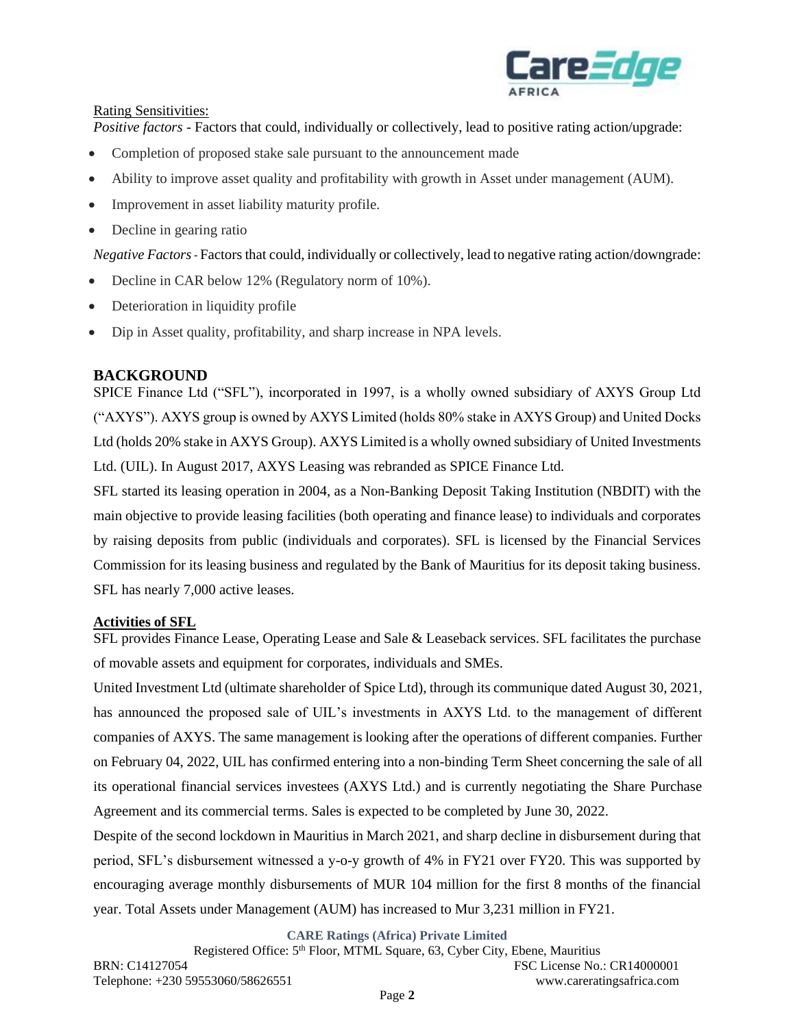Rating Sensitivities:

*Positive factors* - Factors that could, individually or collectively, lead to positive rating action/upgrade:

- Completion of proposed stake sale pursuant to the announcement made
- Ability to improve asset quality and profitability with growth in Asset under management (AUM).
- Improvement in asset liability maturity profile.
- Decline in gearing ratio

*Negative Factors* - Factors that could, individually or collectively, lead to negative rating action/downgrade:

- Decline in CAR below 12% (Regulatory norm of 10%).
- Deterioration in liquidity profile
- Dip in Asset quality, profitability, and sharp increase in NPA levels.

## BACKGROUND

SPICE Finance Ltd ("SFL"), incorporated in 1997, is a wholly owned subsidiary of AXYS Group Ltd ("AXYS"). AXYS group is owned by AXYS Limited (holds 80% stake in AXYS Group) and United Docks Ltd (holds 20% stake in AXYS Group). AXYS Limited is a wholly owned subsidiary of United Investments Ltd. (UIL). In August 2017, AXYS Leasing was rebranded as SPICE Finance Ltd.

SFL started its leasing operation in 2004, as a Non-Banking Deposit Taking Institution (NBDIT) with the main objective to provide leasing facilities (both operating and finance lease) to individuals and corporates by raising deposits from public (individuals and corporates). SFL is licensed by the Financial Services Commission for its leasing business and regulated by the Bank of Mauritius for its deposit taking business. SFL has nearly 7,000 active leases.

### Activities of SFL

SFL provides Finance Lease, Operating Lease and Sale & Leaseback services. SFL facilitates the purchase of movable assets and equipment for corporates, individuals and SMEs.

United Investment Ltd (ultimate shareholder of Spice Ltd), through its communique dated August 30, 2021, has announced the proposed sale of UIL's investments in AXYS Ltd. to the management of different companies of AXYS. The same management is looking after the operations of different companies. Further on February 04, 2022, UIL has confirmed entering into a non-binding Term Sheet concerning the sale of all its operational financial services investees (AXYS Ltd.) and is currently negotiating the Share Purchase Agreement and its commercial terms. Sales is expected to be completed by June 30, 2022.

Despite of the second lockdown in Mauritius in March 2021, and sharp decline in disbursement during that period, SFL's disbursement witnessed a y-o-y growth of 4% in FY21 over FY20. This was supported by encouraging average monthly disbursements of MUR 104 million for the first 8 months of the financial year. Total Assets under Management (AUM) has increased to Mur 3,231 million in FY21.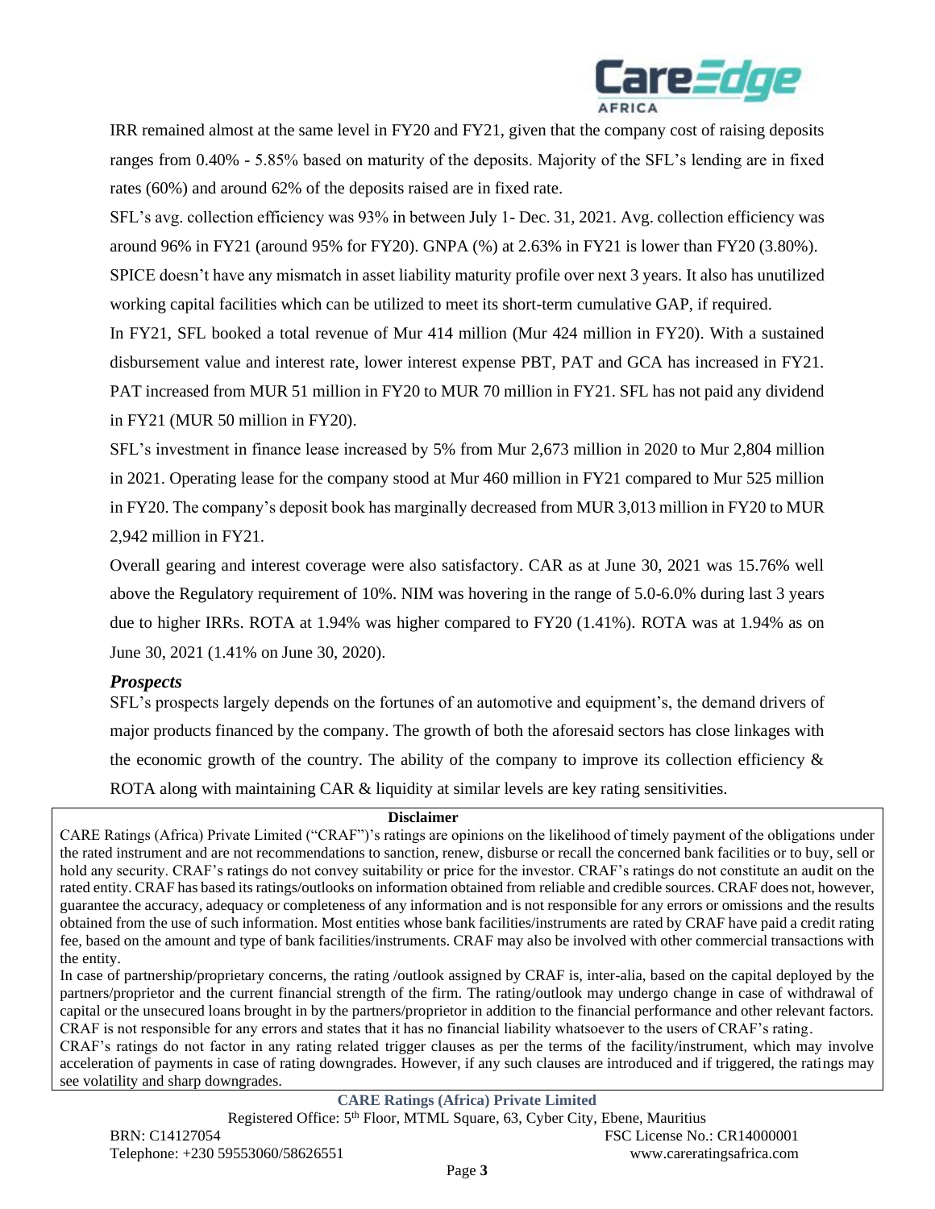IRR remained almost at the same level in FY20 and FY21, given that the company cost of raising deposits ranges from 0.40% - 5.85% based on maturity of the deposits. Majority of the SFL's lending are in fixed rates (60%) and around 62% of the deposits raised are in fixed rate.

SFL's avg. collection efficiency was 93% in between July 1- Dec. 31, 2021. Avg. collection efficiency was around 96% in FY21 (around 95% for FY20). GNPA (%) at 2.63% in FY21 is lower than FY20 (3.80%).

SPICE doesn't have any mismatch in asset liability maturity profile over next 3 years. It also has unutilized working capital facilities which can be utilized to meet its short-term cumulative GAP, if required.

In FY21, SFL booked a total revenue of Mur 414 million (Mur 424 million in FY20). With a sustained disbursement value and interest rate, lower interest expense PBT, PAT and GCA has increased in FY21. PAT increased from MUR 51 million in FY20 to MUR 70 million in FY21. SFL has not paid any dividend in FY21 (MUR 50 million in FY20).

SFL's investment in finance lease increased by 5% from Mur 2,673 million in 2020 to Mur 2,804 million in 2021. Operating lease for the company stood at Mur 460 million in FY21 compared to Mur 525 million in FY20. The company's deposit book has marginally decreased from MUR 3,013 million in FY20 to MUR 2,942 million in FY21.

Overall gearing and interest coverage were also satisfactory. CAR as at June 30, 2021 was 15.76% well above the Regulatory requirement of 10%. NIM was hovering in the range of 5.0-6.0% during last 3 years due to higher IRRs. ROTA at 1.94% was higher compared to FY20 (1.41%). ROTA was at 1.94% as on June 30, 2021 (1.41% on June 30, 2020).

### *Prospects*

SFL's prospects largely depends on the fortunes of an automotive and equipment's, the demand drivers of major products financed by the company. The growth of both the aforesaid sectors has close linkages with the economic growth of the country. The ability of the company to improve its collection efficiency & ROTA along with maintaining CAR & liquidity at similar levels are key rating sensitivities.

**Disclaimer**

CARE Ratings (Africa) Private Limited ("CRAF")'s ratings are opinions on the likelihood of timely payment of the obligations under the rated instrument and are not recommendations to sanction, renew, disburse or recall the concerned bank facilities or to buy, sell or hold any security. CRAF's ratings do not convey suitability or price for the investor. CRAF's ratings do not constitute an audit on the rated entity. CRAF has based its ratings/outlooks on information obtained from reliable and credible sources. CRAF does not, however, guarantee the accuracy, adequacy or completeness of any information and is not responsible for any errors or omissions and the results obtained from the use of such information. Most entities whose bank facilities/instruments are rated by CRAF have paid a credit rating fee, based on the amount and type of bank facilities/instruments. CRAF may also be involved with other commercial transactions with the entity.

In case of partnership/proprietary concerns, the rating /outlook assigned by CRAF is, inter-alia, based on the capital deployed by the partners/proprietor and the current financial strength of the firm. The rating/outlook may undergo change in case of withdrawal of capital or the unsecured loans brought in by the partners/proprietor in addition to the financial performance and other relevant factors. CRAF is not responsible for any errors and states that it has no financial liability whatsoever to the users of CRAF's rating.

CRAF's ratings do not factor in any rating related trigger clauses as per the terms of the facility/instrument, which may involve acceleration of payments in case of rating downgrades. However, if any such clauses are introduced and if triggered, the ratings may see volatility and sharp downgrades.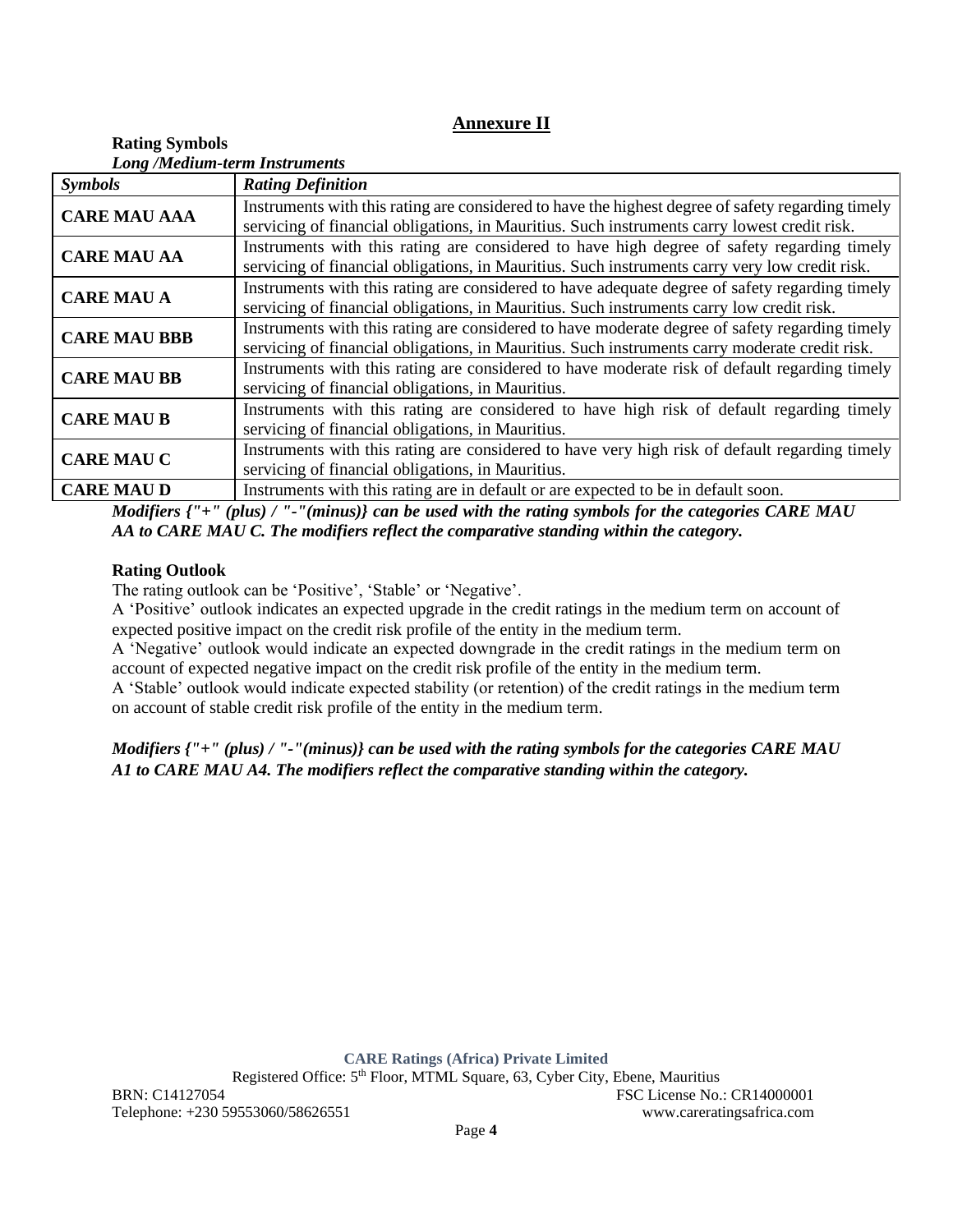## Annexure II

**Rating Symbols**

***Long /Medium-term Instruments***

| *Symbols* | *Rating Definition* |
|---|---|
| **CARE MAU AAA** | Instruments with this rating are considered to have the highest degree of safety regarding timely servicing of financial obligations, in Mauritius. Such instruments carry lowest credit risk. |
| **CARE MAU AA** | Instruments with this rating are considered to have high degree of safety regarding timely servicing of financial obligations, in Mauritius. Such instruments carry very low credit risk. |
| **CARE MAU A** | Instruments with this rating are considered to have adequate degree of safety regarding timely servicing of financial obligations, in Mauritius. Such instruments carry low credit risk. |
| **CARE MAU BBB** | Instruments with this rating are considered to have moderate degree of safety regarding timely servicing of financial obligations, in Mauritius. Such instruments carry moderate credit risk. |
| **CARE MAU BB** | Instruments with this rating are considered to have moderate risk of default regarding timely servicing of financial obligations, in Mauritius. |
| **CARE MAU B** | Instruments with this rating are considered to have high risk of default regarding timely servicing of financial obligations, in Mauritius. |
| **CARE MAU C** | Instruments with this rating are considered to have very high risk of default regarding timely servicing of financial obligations, in Mauritius. |
| **CARE MAU D** | Instruments with this rating are in default or are expected to be in default soon. |

***Modifiers {"+" (plus) / "-"(minus)} can be used with the rating symbols for the categories CARE MAU AA to CARE MAU C. The modifiers reflect the comparative standing within the category.***

**Rating Outlook**

The rating outlook can be 'Positive', 'Stable' or 'Negative'.

A 'Positive' outlook indicates an expected upgrade in the credit ratings in the medium term on account of expected positive impact on the credit risk profile of the entity in the medium term.

A 'Negative' outlook would indicate an expected downgrade in the credit ratings in the medium term on account of expected negative impact on the credit risk profile of the entity in the medium term.

A 'Stable' outlook would indicate expected stability (or retention) of the credit ratings in the medium term on account of stable credit risk profile of the entity in the medium term.

***Modifiers {"+" (plus) / "-"(minus)} can be used with the rating symbols for the categories CARE MAU A1 to CARE MAU A4. The modifiers reflect the comparative standing within the category.***